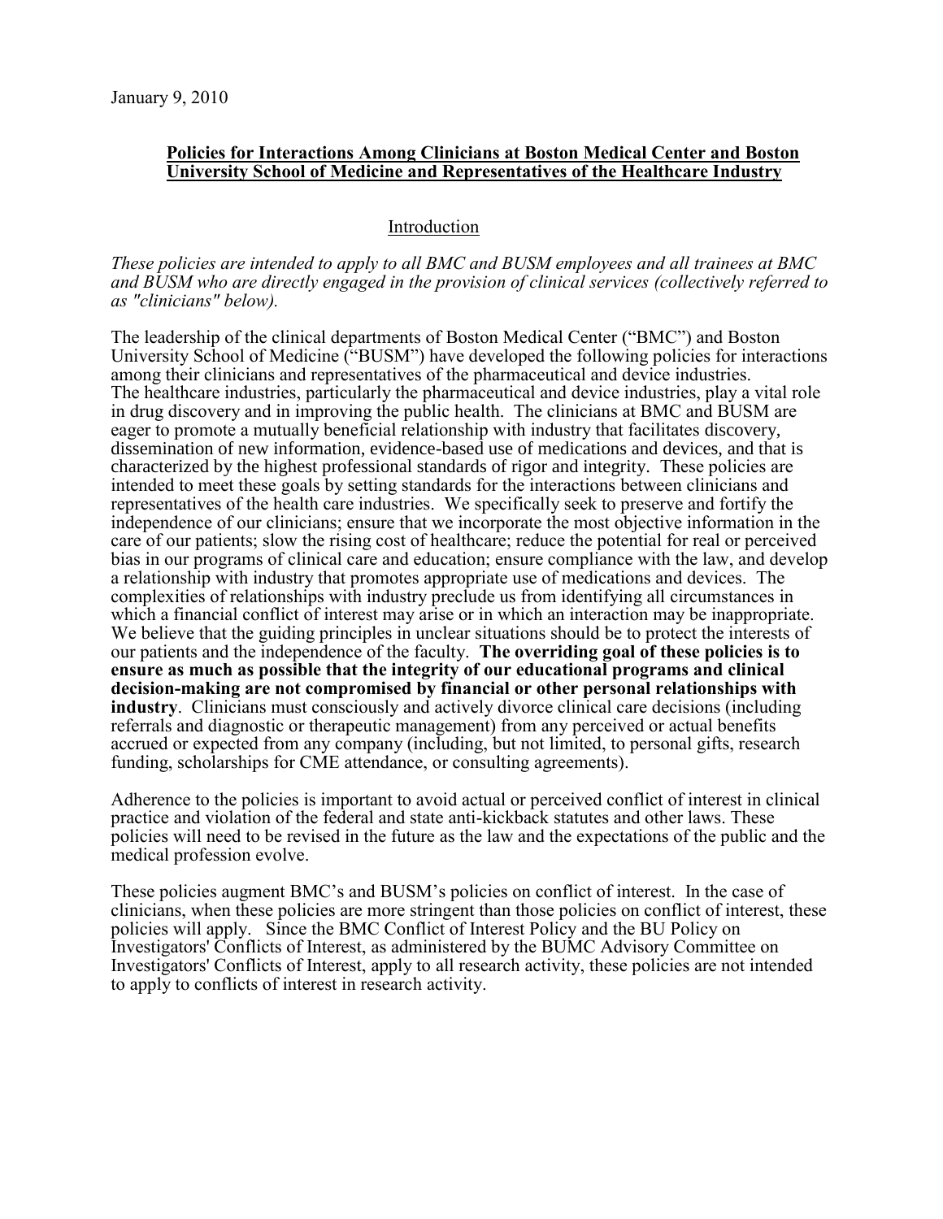January 9, 2010

## **Policies for Interactions Among Clinicians at Boston Medical Center and Boston University School of Medicine and Representatives of the Healthcare Industry**

### Introduction

*These policies are intended to apply to all BMC and BUSM employees and all trainees at BMC and BUSM who are directly engaged in the provision of clinical services (collectively referred to as "clinicians" below).*

The leadership of the clinical departments of Boston Medical Center ("BMC") and Boston University School of Medicine ("BUSM") have developed the following policies for interactions among their clinicians and representatives of the pharmaceutical and device industries. The healthcare industries, particularly the pharmaceutical and device industries, play a vital role in drug discovery and in improving the public health. The clinicians at BMC and BUSM are eager to promote a mutually beneficial relationship with industry that facilitates discovery, dissemination of new information, evidence-based use of medications and devices, and that is characterized by the highest professional standards of rigor and integrity. These policies are intended to meet these goals by setting standards for the interactions between clinicians and representatives of the health care industries. We specifically seek to preserve and fortify the independence of our clinicians; ensure that we incorporate the most objective information in the care of our patients; slow the rising cost of healthcare; reduce the potential for real or perceived bias in our programs of clinical care and education; ensure compliance with the law, and develop a relationship with industry that promotes appropriate use of medications and devices. The complexities of relationships with industry preclude us from identifying all circumstances in which a financial conflict of interest may arise or in which an interaction may be inappropriate. We believe that the guiding principles in unclear situations should be to protect the interests of our patients and the independence of the faculty. **The overriding goal of these policies is to ensure as much as possible that the integrity of our educational programs and clinical decision-making are not compromised by financial or other personal relationships with industry**. Clinicians must consciously and actively divorce clinical care decisions (including referrals and diagnostic or therapeutic management) from any perceived or actual benefits accrued or expected from any company (including, but not limited, to personal gifts, research funding, scholarships for CME attendance, or consulting agreements).

Adherence to the policies is important to avoid actual or perceived conflict of interest in clinical practice and violation of the federal and state anti-kickback statutes and other laws. These policies will need to be revised in the future as the law and the expectations of the public and the medical profession evolve.

These policies augment BMC's and BUSM's policies on conflict of interest. In the case of clinicians, when these policies are more stringent than those policies on conflict of interest, these policies will apply. Since the BMC Conflict of Interest Policy and the BU Policy on Investigators' Conflicts of Interest, as administered by the BUMC Advisory Committee on Investigators' Conflicts of Interest, apply to all research activity, these policies are not intended to apply to conflicts of interest in research activity.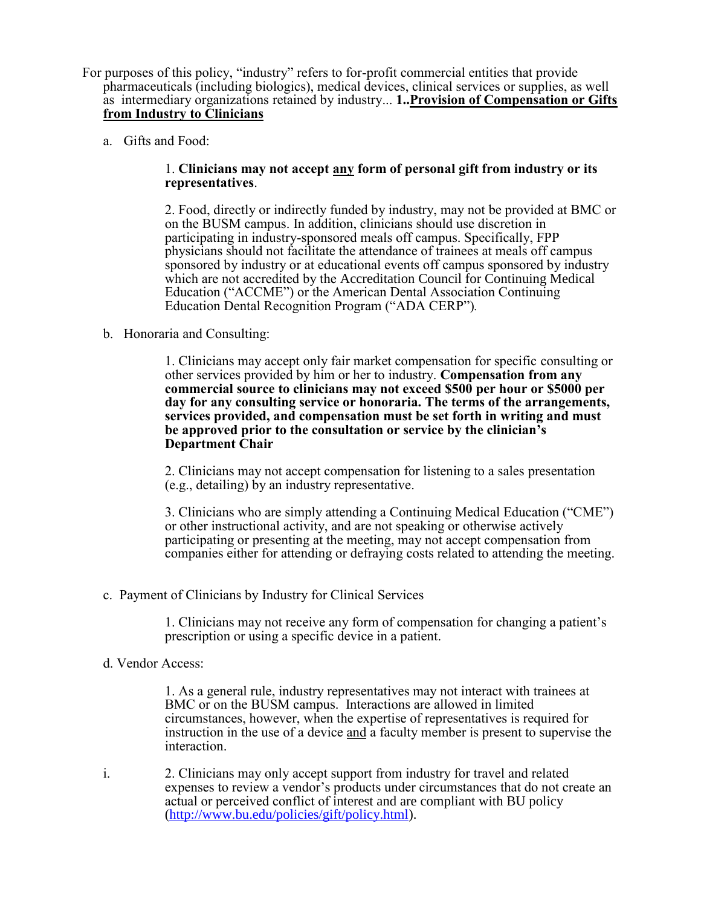For purposes of this policy, "industry" refers to for-profit commercial entities that provide pharmaceuticals (including biologics), medical devices, clinical services or supplies, as well as intermediary organizations retained by industry... **1..<u>Provision of Compensation or Gifts from Industry to Clinicians</u>**

a. Gifts and Food:

1. **Clinicians may not accept <u>any</u> form of personal gift from industry or its representatives**.

2. Food, directly or indirectly funded by industry, may not be provided at BMC or on the BUSM campus. In addition, clinicians should use discretion in participating in industry-sponsored meals off campus. Specifically, FPP physicians should not facilitate the attendance of trainees at meals off campus sponsored by industry or at educational events off campus sponsored by industry which are not accredited by the Accreditation Council for Continuing Medical Education ("ACCME") or the American Dental Association Continuing Education Dental Recognition Program ("ADA CERP").

b. Honoraria and Consulting:

1. Clinicians may accept only fair market compensation for specific consulting or other services provided by him or her to industry. **Compensation from any commercial source to clinicians may not exceed $500 per hour or $5000 per day for any consulting service or honoraria. The terms of the arrangements, services provided, and compensation must be set forth in writing and must be approved prior to the consultation or service by the clinician's Department Chair**

2. Clinicians may not accept compensation for listening to a sales presentation (e.g., detailing) by an industry representative.

3. Clinicians who are simply attending a Continuing Medical Education ("CME") or other instructional activity, and are not speaking or otherwise actively participating or presenting at the meeting, may not accept compensation from companies either for attending or defraying costs related to attending the meeting.

c. Payment of Clinicians by Industry for Clinical Services

1. Clinicians may not receive any form of compensation for changing a patient's prescription or using a specific device in a patient.

d. Vendor Access:

1. As a general rule, industry representatives may not interact with trainees at BMC or on the BUSM campus. Interactions are allowed in limited circumstances, however, when the expertise of representatives is required for instruction in the use of a device <u>and</u> a faculty member is present to supervise the interaction.

i. 2. Clinicians may only accept support from industry for travel and related expenses to review a vendor's products under circumstances that do not create an actual or perceived conflict of interest and are compliant with BU policy (http://www.bu.edu/policies/gift/policy.html).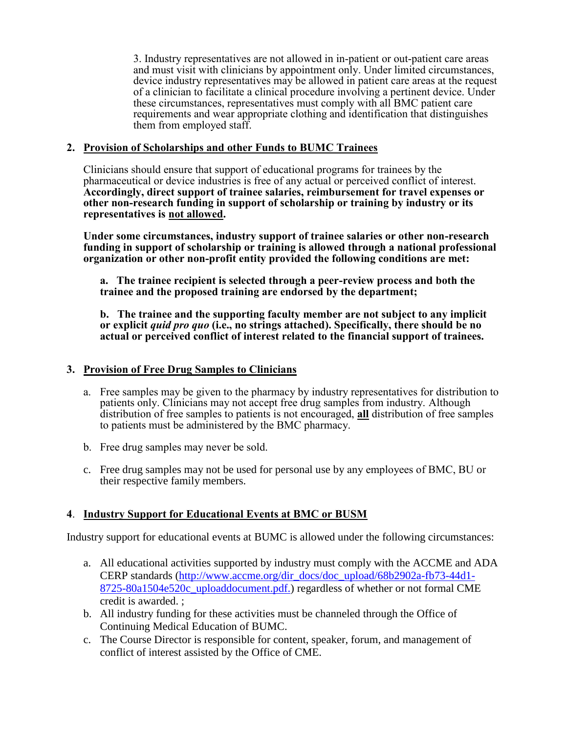3. Industry representatives are not allowed in in-patient or out-patient care areas and must visit with clinicians by appointment only. Under limited circumstances, device industry representatives may be allowed in patient care areas at the request of a clinician to facilitate a clinical procedure involving a pertinent device. Under these circumstances, representatives must comply with all BMC patient care requirements and wear appropriate clothing and identification that distinguishes them from employed staff.

## 2. <u>Provision of Scholarships and other Funds to BUMC Trainees</u>

Clinicians should ensure that support of educational programs for trainees by the pharmaceutical or device industries is free of any actual or perceived conflict of interest. **Accordingly, direct support of trainee salaries, reimbursement for travel expenses or other non-research funding in support of scholarship or training by industry or its representatives is <u>not allowed</u>.**

**Under some circumstances, industry support of trainee salaries or other non-research funding in support of scholarship or training is allowed through a national professional organization or other non-profit entity provided the following conditions are met:**

**a. The trainee recipient is selected through a peer-review process and both the trainee and the proposed training are endorsed by the department;**

**b. The trainee and the supporting faculty member are not subject to any implicit or explicit *quid pro quo* (i.e., no strings attached). Specifically, there should be no actual or perceived conflict of interest related to the financial support of trainees.**

## 3. <u>Provision of Free Drug Samples to Clinicians</u>

a. Free samples may be given to the pharmacy by industry representatives for distribution to patients only. Clinicians may not accept free drug samples from industry. Although distribution of free samples to patients is not encouraged, **<u>all</u>** distribution of free samples to patients must be administered by the BMC pharmacy.

b. Free drug samples may never be sold.

c. Free drug samples may not be used for personal use by any employees of BMC, BU or their respective family members.

## 4. <u>Industry Support for Educational Events at BMC or BUSM</u>

Industry support for educational events at BUMC is allowed under the following circumstances:

a. All educational activities supported by industry must comply with the ACCME and ADA CERP standards (http://www.accme.org/dir_docs/doc_upload/68b2902a-fb73-44d1-8725-80a1504e520c_uploaddocument.pdf.) regardless of whether or not formal CME credit is awarded. ;
b. All industry funding for these activities must be channeled through the Office of Continuing Medical Education of BUMC.
c. The Course Director is responsible for content, speaker, forum, and management of conflict of interest assisted by the Office of CME.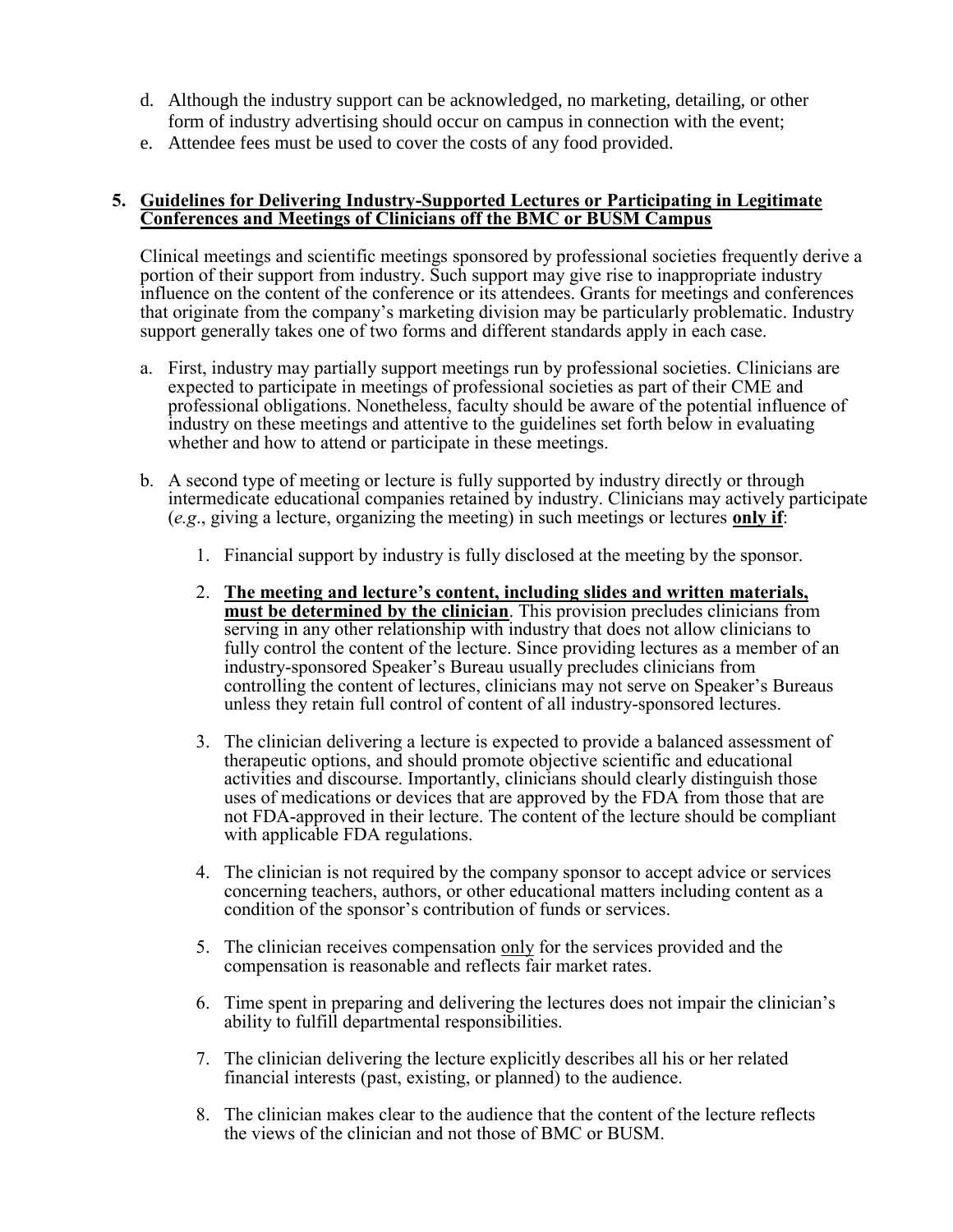d. Although the industry support can be acknowledged, no marketing, detailing, or other form of industry advertising should occur on campus in connection with the event;

e. Attendee fees must be used to cover the costs of any food provided.

**5. <u>Guidelines for Delivering Industry-Supported Lectures or Participating in Legitimate Conferences and Meetings of Clinicians off the BMC or BUSM Campus</u>**

Clinical meetings and scientific meetings sponsored by professional societies frequently derive a portion of their support from industry. Such support may give rise to inappropriate industry influence on the content of the conference or its attendees. Grants for meetings and conferences that originate from the company's marketing division may be particularly problematic. Industry support generally takes one of two forms and different standards apply in each case.

a. First, industry may partially support meetings run by professional societies. Clinicians are expected to participate in meetings of professional societies as part of their CME and professional obligations. Nonetheless, faculty should be aware of the potential influence of industry on these meetings and attentive to the guidelines set forth below in evaluating whether and how to attend or participate in these meetings.

b. A second type of meeting or lecture is fully supported by industry directly or through intermedicate educational companies retained by industry. Clinicians may actively participate (*e.g*., giving a lecture, organizing the meeting) in such meetings or lectures **<u>only if</u>**:

   1. Financial support by industry is fully disclosed at the meeting by the sponsor.

   2. **<u>The meeting and lecture's content, including slides and written materials, must be determined by the clinician</u>**. This provision precludes clinicians from serving in any other relationship with industry that does not allow clinicians to fully control the content of the lecture. Since providing lectures as a member of an industry-sponsored Speaker's Bureau usually precludes clinicians from controlling the content of lectures, clinicians may not serve on Speaker's Bureaus unless they retain full control of content of all industry-sponsored lectures.

   3. The clinician delivering a lecture is expected to provide a balanced assessment of therapeutic options, and should promote objective scientific and educational activities and discourse. Importantly, clinicians should clearly distinguish those uses of medications or devices that are approved by the FDA from those that are not FDA-approved in their lecture. The content of the lecture should be compliant with applicable FDA regulations.

   4. The clinician is not required by the company sponsor to accept advice or services concerning teachers, authors, or other educational matters including content as a condition of the sponsor's contribution of funds or services.

   5. The clinician receives compensation <u>only</u> for the services provided and the compensation is reasonable and reflects fair market rates.

   6. Time spent in preparing and delivering the lectures does not impair the clinician's ability to fulfill departmental responsibilities.

   7. The clinician delivering the lecture explicitly describes all his or her related financial interests (past, existing, or planned) to the audience.

   8. The clinician makes clear to the audience that the content of the lecture reflects the views of the clinician and not those of BMC or BUSM.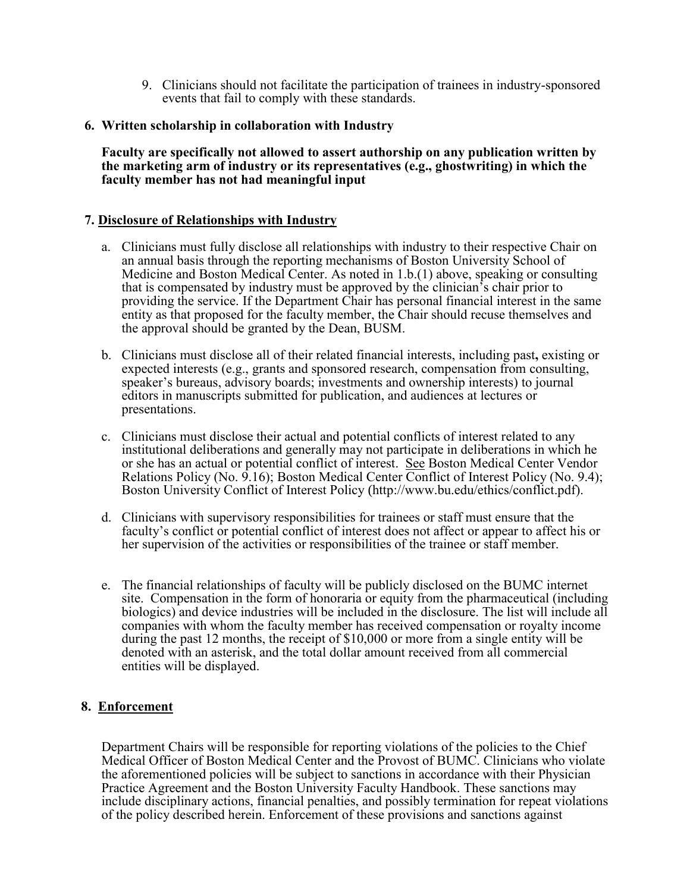9. Clinicians should not facilitate the participation of trainees in industry-sponsored events that fail to comply with these standards.

## 6. Written scholarship in collaboration with Industry

**Faculty are specifically not allowed to assert authorship on any publication written by the marketing arm of industry or its representatives (e.g., ghostwriting) in which the faculty member has not had meaningful input**

## 7. Disclosure of Relationships with Industry

a. Clinicians must fully disclose all relationships with industry to their respective Chair on an annual basis through the reporting mechanisms of Boston University School of Medicine and Boston Medical Center. As noted in 1.b.(1) above, speaking or consulting that is compensated by industry must be approved by the clinician's chair prior to providing the service. If the Department Chair has personal financial interest in the same entity as that proposed for the faculty member, the Chair should recuse themselves and the approval should be granted by the Dean, BUSM.

b. Clinicians must disclose all of their related financial interests, including past**,** existing or expected interests (e.g., grants and sponsored research, compensation from consulting, speaker's bureaus, advisory boards; investments and ownership interests) to journal editors in manuscripts submitted for publication, and audiences at lectures or presentations.

c. Clinicians must disclose their actual and potential conflicts of interest related to any institutional deliberations and generally may not participate in deliberations in which he or she has an actual or potential conflict of interest. See Boston Medical Center Vendor Relations Policy (No. 9.16); Boston Medical Center Conflict of Interest Policy (No. 9.4); Boston University Conflict of Interest Policy (http://www.bu.edu/ethics/conflict.pdf).

d. Clinicians with supervisory responsibilities for trainees or staff must ensure that the faculty's conflict or potential conflict of interest does not affect or appear to affect his or her supervision of the activities or responsibilities of the trainee or staff member.

e. The financial relationships of faculty will be publicly disclosed on the BUMC internet site. Compensation in the form of honoraria or equity from the pharmaceutical (including biologics) and device industries will be included in the disclosure. The list will include all companies with whom the faculty member has received compensation or royalty income during the past 12 months, the receipt of $10,000 or more from a single entity will be denoted with an asterisk, and the total dollar amount received from all commercial entities will be displayed.

## 8. Enforcement

Department Chairs will be responsible for reporting violations of the policies to the Chief Medical Officer of Boston Medical Center and the Provost of BUMC. Clinicians who violate the aforementioned policies will be subject to sanctions in accordance with their Physician Practice Agreement and the Boston University Faculty Handbook. These sanctions may include disciplinary actions, financial penalties, and possibly termination for repeat violations of the policy described herein. Enforcement of these provisions and sanctions against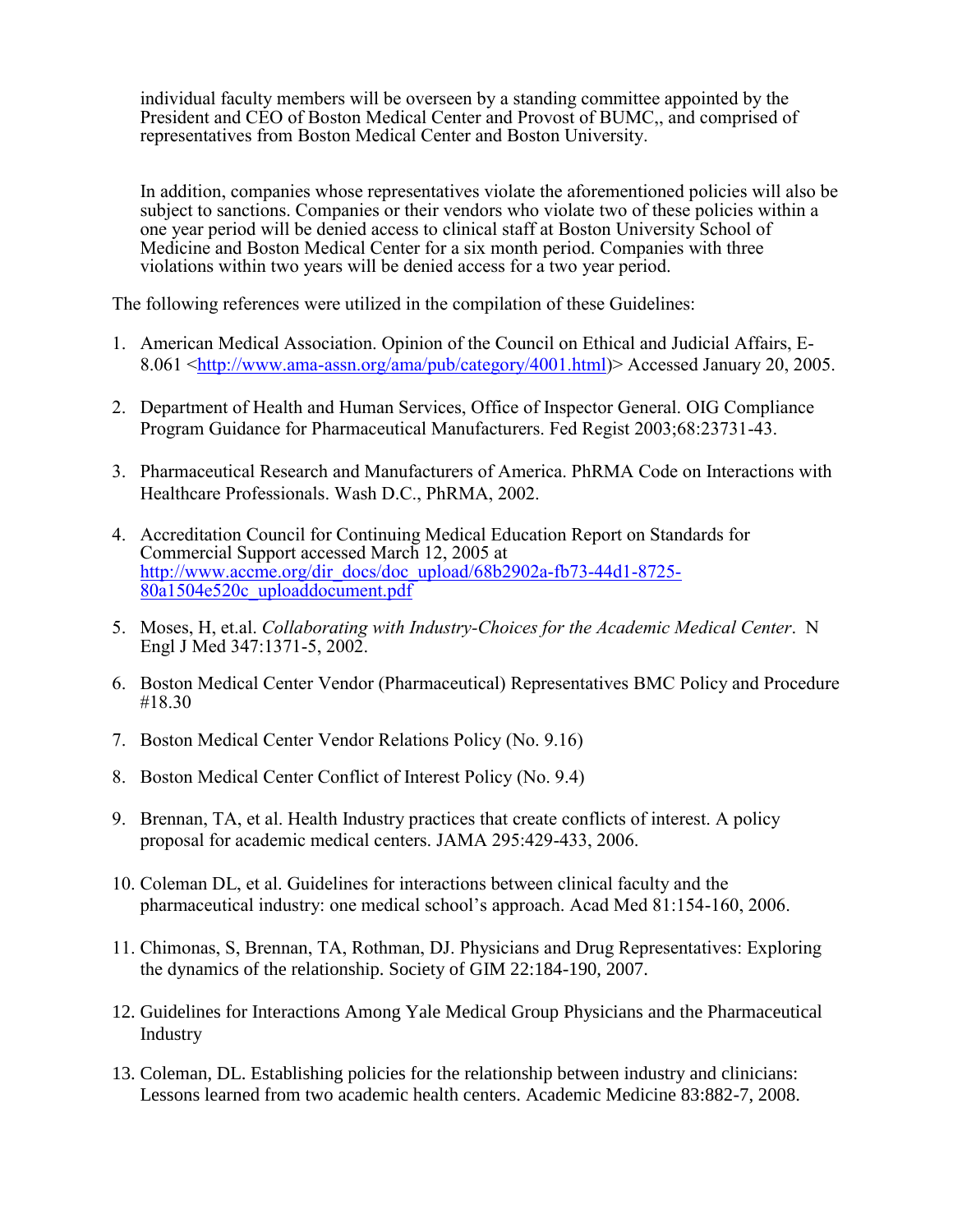individual faculty members will be overseen by a standing committee appointed by the President and CEO of Boston Medical Center and Provost of BUMC,, and comprised of representatives from Boston Medical Center and Boston University.

In addition, companies whose representatives violate the aforementioned policies will also be subject to sanctions. Companies or their vendors who violate two of these policies within a one year period will be denied access to clinical staff at Boston University School of Medicine and Boston Medical Center for a six month period. Companies with three violations within two years will be denied access for a two year period.

The following references were utilized in the compilation of these Guidelines:

1. American Medical Association. Opinion of the Council on Ethical and Judicial Affairs, E-8.061 <http://www.ama-assn.org/ama/pub/category/4001.html)> Accessed January 20, 2005.

2. Department of Health and Human Services, Office of Inspector General. OIG Compliance Program Guidance for Pharmaceutical Manufacturers. Fed Regist 2003;68:23731-43.

3. Pharmaceutical Research and Manufacturers of America. PhRMA Code on Interactions with Healthcare Professionals. Wash D.C., PhRMA, 2002.

4. Accreditation Council for Continuing Medical Education Report on Standards for Commercial Support accessed March 12, 2005 at http://www.accme.org/dir_docs/doc_upload/68b2902a-fb73-44d1-8725-80a1504e520c_uploaddocument.pdf

5. Moses, H, et.al. *Collaborating with Industry-Choices for the Academic Medical Center*. N Engl J Med 347:1371-5, 2002.

6. Boston Medical Center Vendor (Pharmaceutical) Representatives BMC Policy and Procedure #18.30

7. Boston Medical Center Vendor Relations Policy (No. 9.16)

8. Boston Medical Center Conflict of Interest Policy (No. 9.4)

9. Brennan, TA, et al. Health Industry practices that create conflicts of interest. A policy proposal for academic medical centers. JAMA 295:429-433, 2006.

10. Coleman DL, et al. Guidelines for interactions between clinical faculty and the pharmaceutical industry: one medical school's approach. Acad Med 81:154-160, 2006.

11. Chimonas, S, Brennan, TA, Rothman, DJ. Physicians and Drug Representatives: Exploring the dynamics of the relationship. Society of GIM 22:184-190, 2007.

12. Guidelines for Interactions Among Yale Medical Group Physicians and the Pharmaceutical Industry

13. Coleman, DL. Establishing policies for the relationship between industry and clinicians: Lessons learned from two academic health centers. Academic Medicine 83:882-7, 2008.